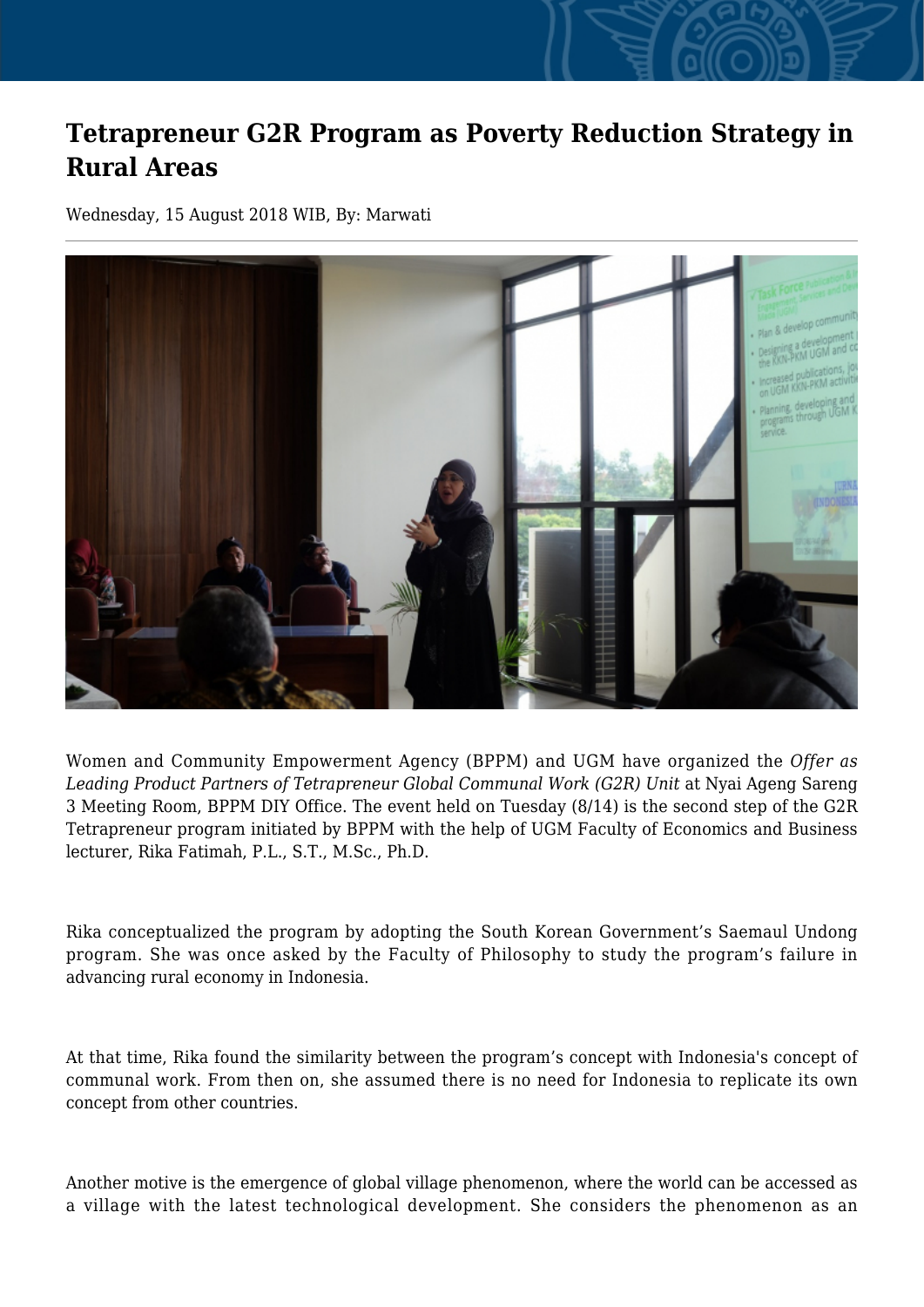# Tetrapreneur G2R Program as Poverty Reduction Strategy in Rural Areas

Wednesday, 15 August 2018 WIB, By: Marwati

---

Women and Community Empowerment Agency (BPPM) and UGM have organized the *Offer as Leading Product Partners of Tetrapreneur Global Communal Work (G2R) Unit* at Nyai Ageng Sareng 3 Meeting Room, BPPM DIY Office. The event held on Tuesday (8/14) is the second step of the G2R Tetrapreneur program initiated by BPPM with the help of UGM Faculty of Economics and Business lecturer, Rika Fatimah, P.L., S.T., M.Sc., Ph.D.

Rika conceptualized the program by adopting the South Korean Government's Saemaul Undong program. She was once asked by the Faculty of Philosophy to study the program's failure in advancing rural economy in Indonesia.

At that time, Rika found the similarity between the program's concept with Indonesia's concept of communal work. From then on, she assumed there is no need for Indonesia to replicate its own concept from other countries.

Another motive is the emergence of global village phenomenon, where the world can be accessed as a village with the latest technological development. She considers the phenomenon as an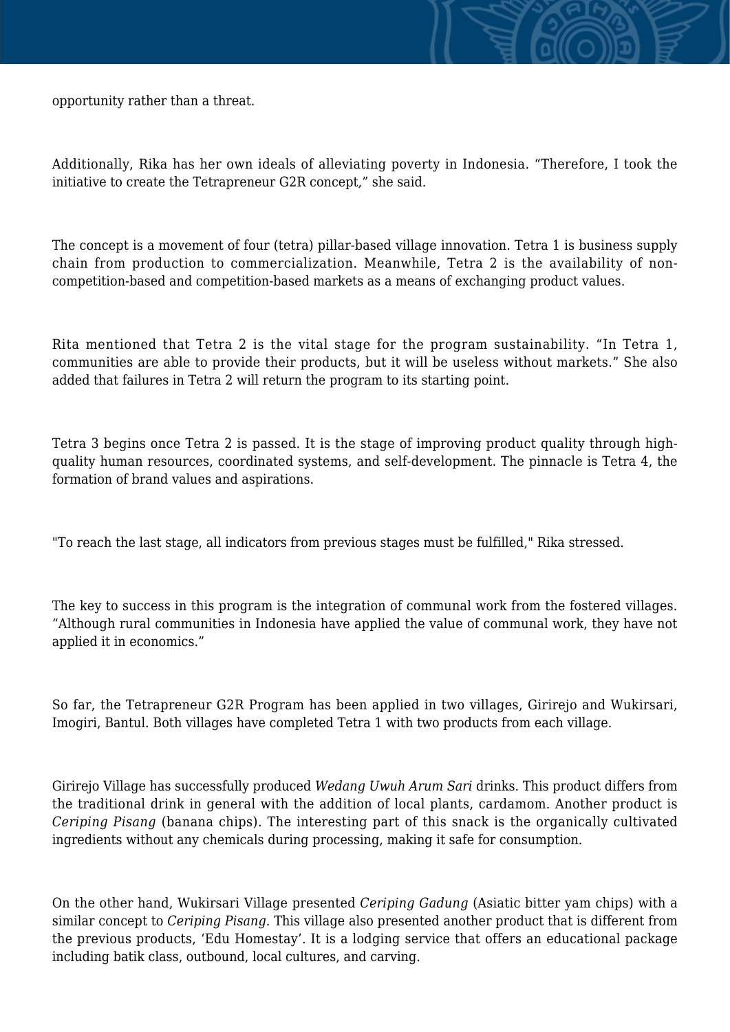opportunity rather than a threat.

Additionally, Rika has her own ideals of alleviating poverty in Indonesia. “Therefore, I took the initiative to create the Tetrapreneur G2R concept,” she said.

The concept is a movement of four (tetra) pillar-based village innovation. Tetra 1 is business supply chain from production to commercialization. Meanwhile, Tetra 2 is the availability of non-competition-based and competition-based markets as a means of exchanging product values.

Rita mentioned that Tetra 2 is the vital stage for the program sustainability. “In Tetra 1, communities are able to provide their products, but it will be useless without markets.” She also added that failures in Tetra 2 will return the program to its starting point.

Tetra 3 begins once Tetra 2 is passed. It is the stage of improving product quality through high-quality human resources, coordinated systems, and self-development. The pinnacle is Tetra 4, the formation of brand values and aspirations.

"To reach the last stage, all indicators from previous stages must be fulfilled," Rika stressed.

The key to success in this program is the integration of communal work from the fostered villages. “Although rural communities in Indonesia have applied the value of communal work, they have not applied it in economics.”

So far, the Tetrapreneur G2R Program has been applied in two villages, Girirejo and Wukirsari, Imogiri, Bantul. Both villages have completed Tetra 1 with two products from each village.

Girirejo Village has successfully produced *Wedang Uwuh Arum Sari* drinks. This product differs from the traditional drink in general with the addition of local plants, cardamom. Another product is *Ceriping Pisang* (banana chips). The interesting part of this snack is the organically cultivated ingredients without any chemicals during processing, making it safe for consumption.

On the other hand, Wukirsari Village presented *Ceriping Gadung* (Asiatic bitter yam chips) with a similar concept to *Ceriping Pisang*. This village also presented another product that is different from the previous products, ‘Edu Homestay’. It is a lodging service that offers an educational package including batik class, outbound, local cultures, and carving.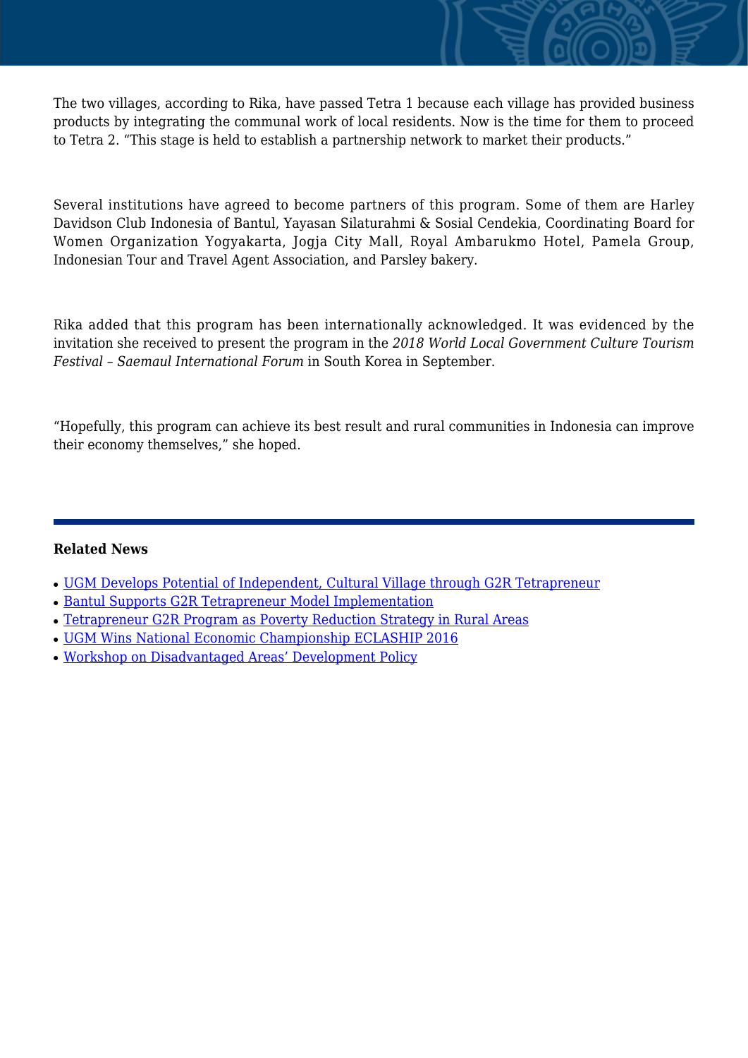The two villages, according to Rika, have passed Tetra 1 because each village has provided business products by integrating the communal work of local residents. Now is the time for them to proceed to Tetra 2. "This stage is held to establish a partnership network to market their products."

Several institutions have agreed to become partners of this program. Some of them are Harley Davidson Club Indonesia of Bantul, Yayasan Silaturahmi & Sosial Cendekia, Coordinating Board for Women Organization Yogyakarta, Jogja City Mall, Royal Ambarukmo Hotel, Pamela Group, Indonesian Tour and Travel Agent Association, and Parsley bakery.

Rika added that this program has been internationally acknowledged. It was evidenced by the invitation she received to present the program in the *2018 World Local Government Culture Tourism Festival – Saemaul International Forum* in South Korea in September.

"Hopefully, this program can achieve its best result and rural communities in Indonesia can improve their economy themselves," she hoped.

---

**Related News**

- UGM Develops Potential of Independent, Cultural Village through G2R Tetrapreneur
- Bantul Supports G2R Tetrapreneur Model Implementation
- Tetrapreneur G2R Program as Poverty Reduction Strategy in Rural Areas
- UGM Wins National Economic Championship ECLASHIP 2016
- Workshop on Disadvantaged Areas' Development Policy